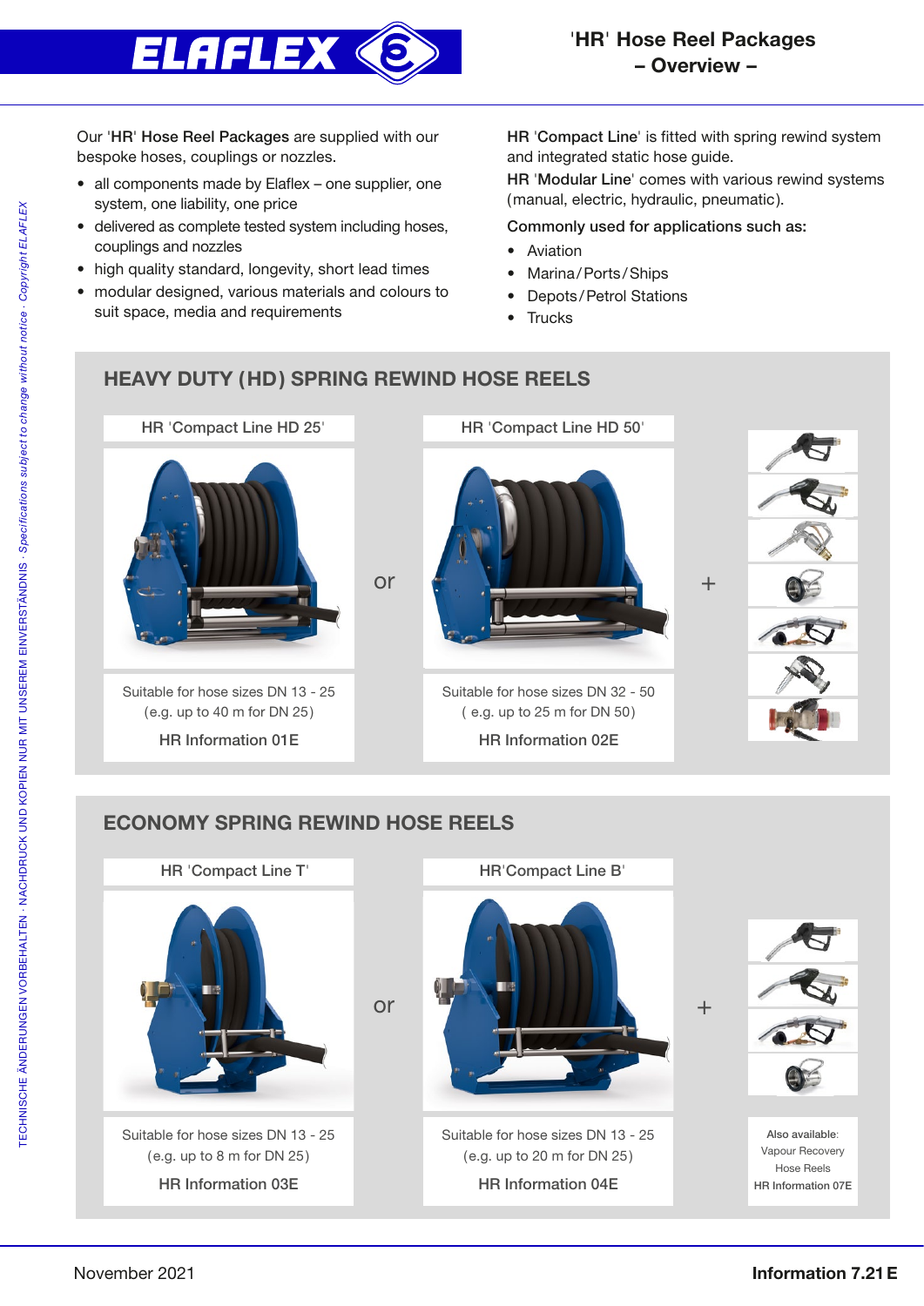# 'HR' Hose Reel Packages – Overview –

Our '**HR**' **Hose Reel Packages** are supplied with our bespoke hoses, couplings or nozzles.

- all components made by Elaflex – one supplier, one system, one liability, one price
- delivered as complete tested system including hoses, couplings and nozzles
- high quality standard, longevity, short lead times
- modular designed, various materials and colours to suit space, media and requirements

HR '**Compact Line**' is fitted with spring rewind system and integrated static hose guide.

HR '**Modular Line**' comes with various rewind systems (manual, electric, hydraulic, pneumatic).

**Commonly used for applications such as:**

- Aviation
- Marina / Ports / Ships
- Depots / Petrol Stations
- Trucks

## HEAVY DUTY (HD) SPRING REWIND HOSE REELS

**HR 'Compact Line HD 25'**

Suitable for hose sizes DN 13 - 25
(e.g. up to 40 m for DN 25)

HR Information 01E

or

**HR 'Compact Line HD 50'**

Suitable for hose sizes DN 32 - 50
( e.g. up to 25 m for DN 50)

HR Information 02E

+

## ECONOMY SPRING REWIND HOSE REELS

**HR 'Compact Line T'**

Suitable for hose sizes DN 13 - 25
(e.g. up to 8 m for DN 25)

HR Information 03E

or

**HR'Compact Line B'**

Suitable for hose sizes DN 13 - 25
(e.g. up to 20 m for DN 25)

HR Information 04E

+

Also available:
Vapour Recovery Hose Reels
HR Information 07E

TECHNISCHE ÄNDERUNGEN VORBEHALTEN · NACHDRUCK UND KOPIEN NUR MIT UNSEREM EINVERSTÄNDNIS · *Specifications subject to change without notice · Copyright ELAFLEX*

November 2021

**Information 7.21 E**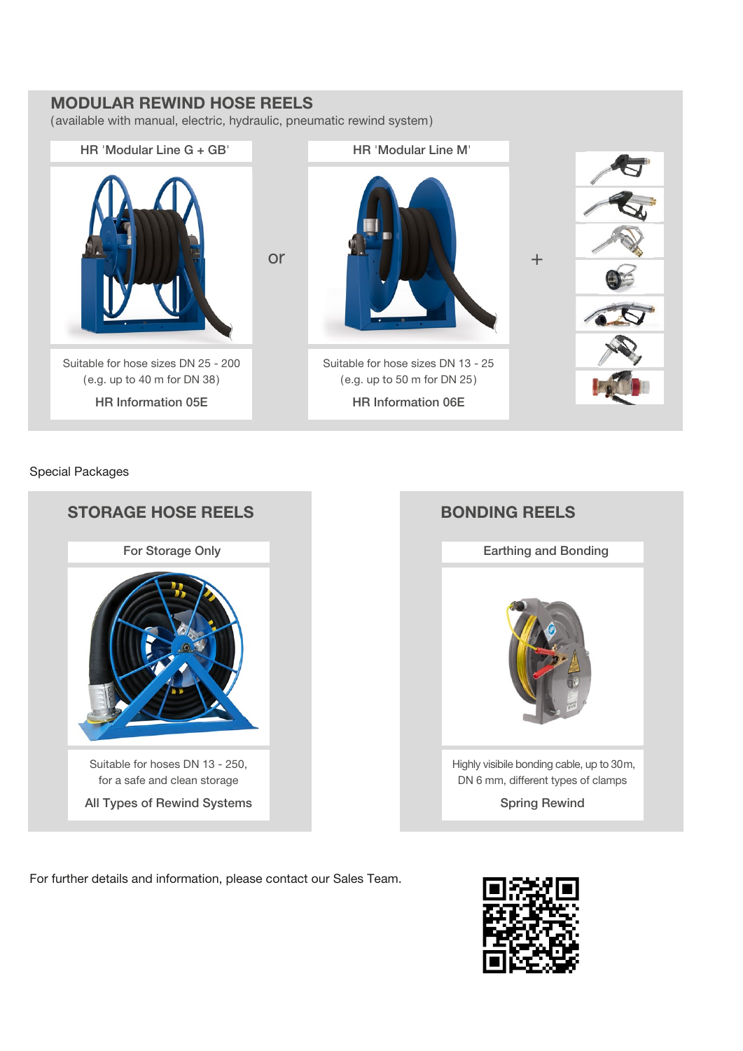## MODULAR REWIND HOSE REELS

(available with manual, electric, hydraulic, pneumatic rewind system)

HR 'Modular Line G + GB'

Suitable for hose sizes DN 25 - 200
(e.g. up to 40 m for DN 38)

HR Information 05E

or

HR 'Modular Line M'

Suitable for hose sizes DN 13 - 25
(e.g. up to 50 m for DN 25)

HR Information 06E

+

Special Packages

## STORAGE HOSE REELS

For Storage Only

Suitable for hoses DN 13 - 250,
for a safe and clean storage

All Types of Rewind Systems

## BONDING REELS

Earthing and Bonding

Highly visibile bonding cable, up to 30m,
DN 6 mm, different types of clamps

Spring Rewind

For further details and information, please contact our Sales Team.